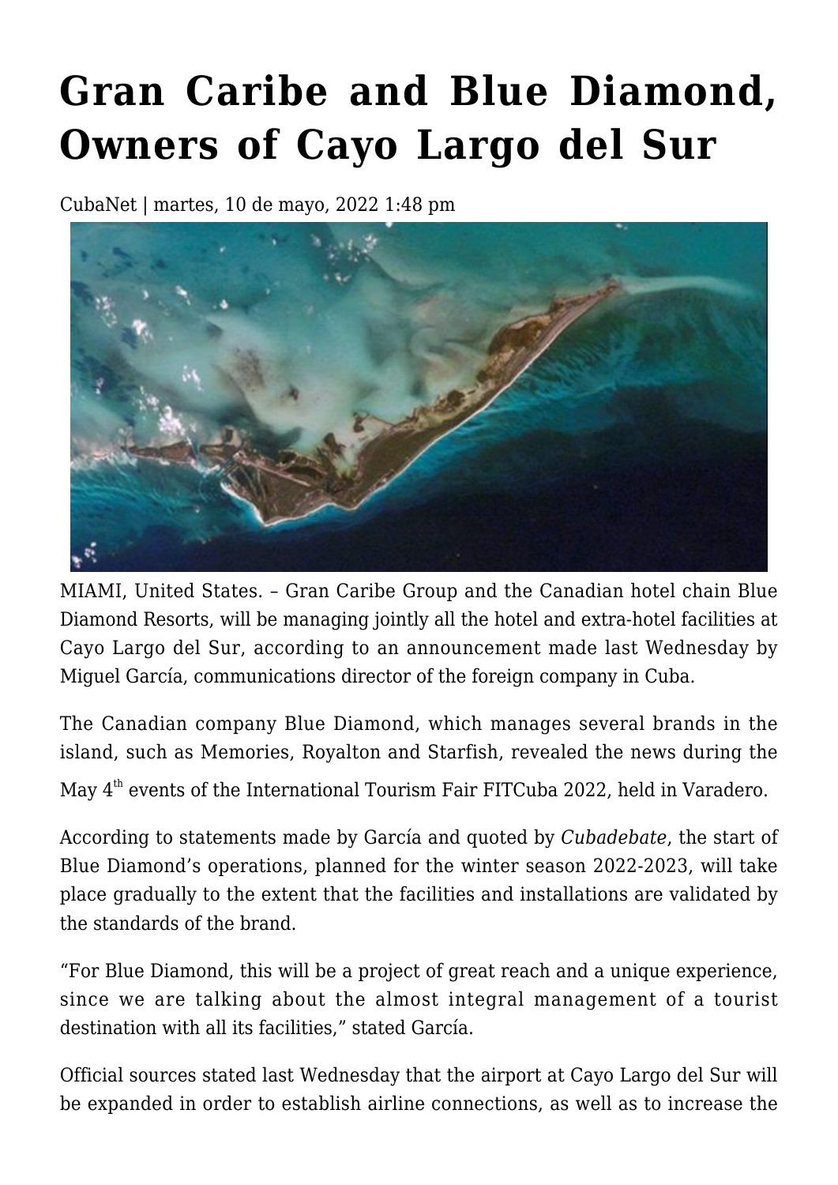# Gran Caribe and Blue Diamond, Owners of Cayo Largo del Sur

CubaNet | martes, 10 de mayo, 2022 1:48 pm

MIAMI, United States. – Gran Caribe Group and the Canadian hotel chain Blue Diamond Resorts, will be managing jointly all the hotel and extra-hotel facilities at Cayo Largo del Sur, according to an announcement made last Wednesday by Miguel García, communications director of the foreign company in Cuba.

The Canadian company Blue Diamond, which manages several brands in the island, such as Memories, Royalton and Starfish, revealed the news during the May 4th events of the International Tourism Fair FITCuba 2022, held in Varadero.

According to statements made by García and quoted by *Cubadebate*, the start of Blue Diamond's operations, planned for the winter season 2022-2023, will take place gradually to the extent that the facilities and installations are validated by the standards of the brand.

"For Blue Diamond, this will be a project of great reach and a unique experience, since we are talking about the almost integral management of a tourist destination with all its facilities," stated García.

Official sources stated last Wednesday that the airport at Cayo Largo del Sur will be expanded in order to establish airline connections, as well as to increase the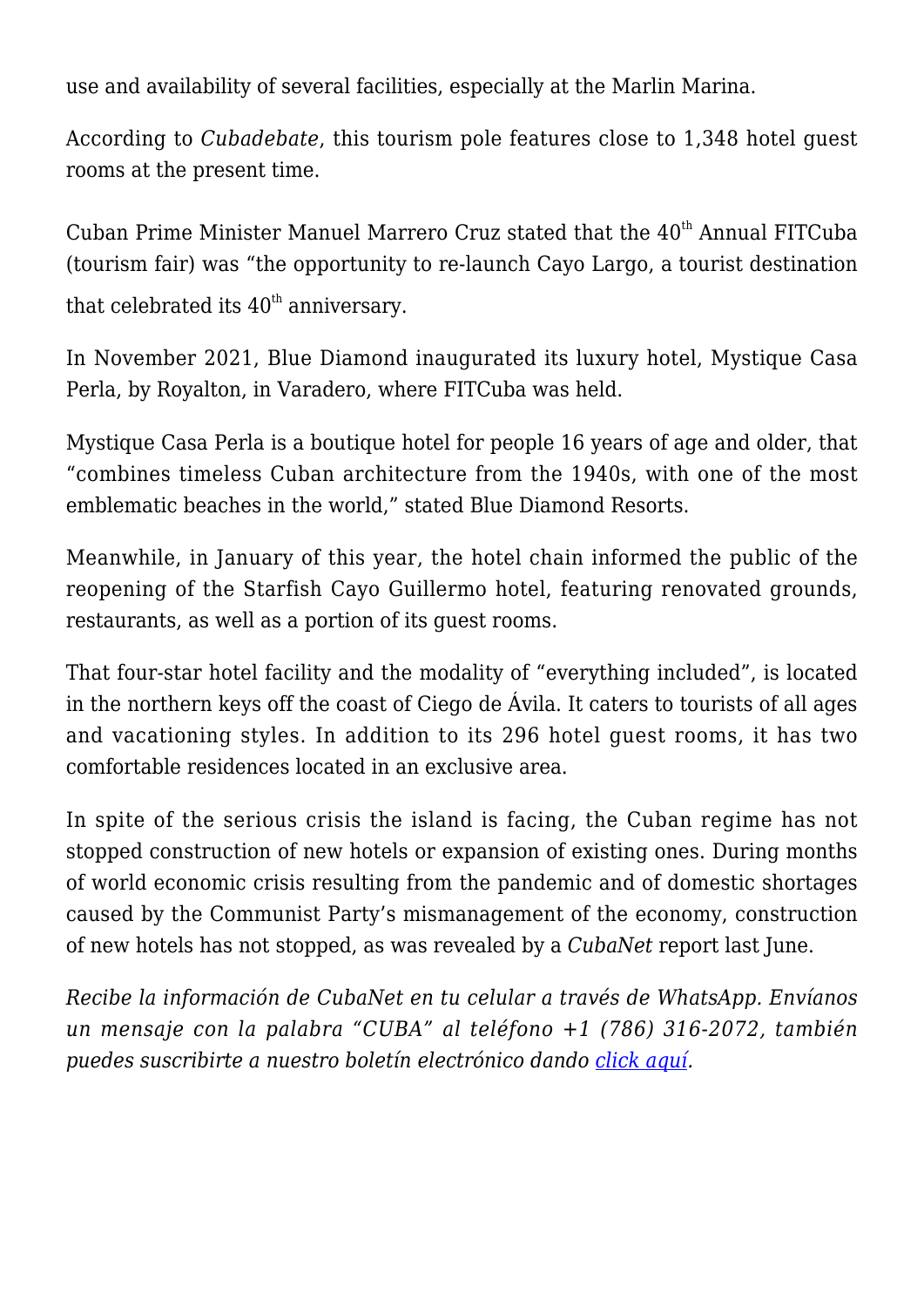use and availability of several facilities, especially at the Marlin Marina.

According to *Cubadebate*, this tourism pole features close to 1,348 hotel guest rooms at the present time.

Cuban Prime Minister Manuel Marrero Cruz stated that the 40$^{th}$ Annual FITCuba (tourism fair) was "the opportunity to re-launch Cayo Largo, a tourist destination that celebrated its 40$^{th}$ anniversary.

In November 2021, Blue Diamond inaugurated its luxury hotel, Mystique Casa Perla, by Royalton, in Varadero, where FITCuba was held.

Mystique Casa Perla is a boutique hotel for people 16 years of age and older, that "combines timeless Cuban architecture from the 1940s, with one of the most emblematic beaches in the world," stated Blue Diamond Resorts.

Meanwhile, in January of this year, the hotel chain informed the public of the reopening of the Starfish Cayo Guillermo hotel, featuring renovated grounds, restaurants, as well as a portion of its guest rooms.

That four-star hotel facility and the modality of "everything included", is located in the northern keys off the coast of Ciego de Ávila. It caters to tourists of all ages and vacationing styles. In addition to its 296 hotel guest rooms, it has two comfortable residences located in an exclusive area.

In spite of the serious crisis the island is facing, the Cuban regime has not stopped construction of new hotels or expansion of existing ones. During months of world economic crisis resulting from the pandemic and of domestic shortages caused by the Communist Party's mismanagement of the economy, construction of new hotels has not stopped, as was revealed by a *CubaNet* report last June.

*Recibe la información de CubaNet en tu celular a través de WhatsApp. Envíanos un mensaje con la palabra "CUBA" al teléfono +1 (786) 316-2072, también puedes suscribirte a nuestro boletín electrónico dando [click aquí](#).*